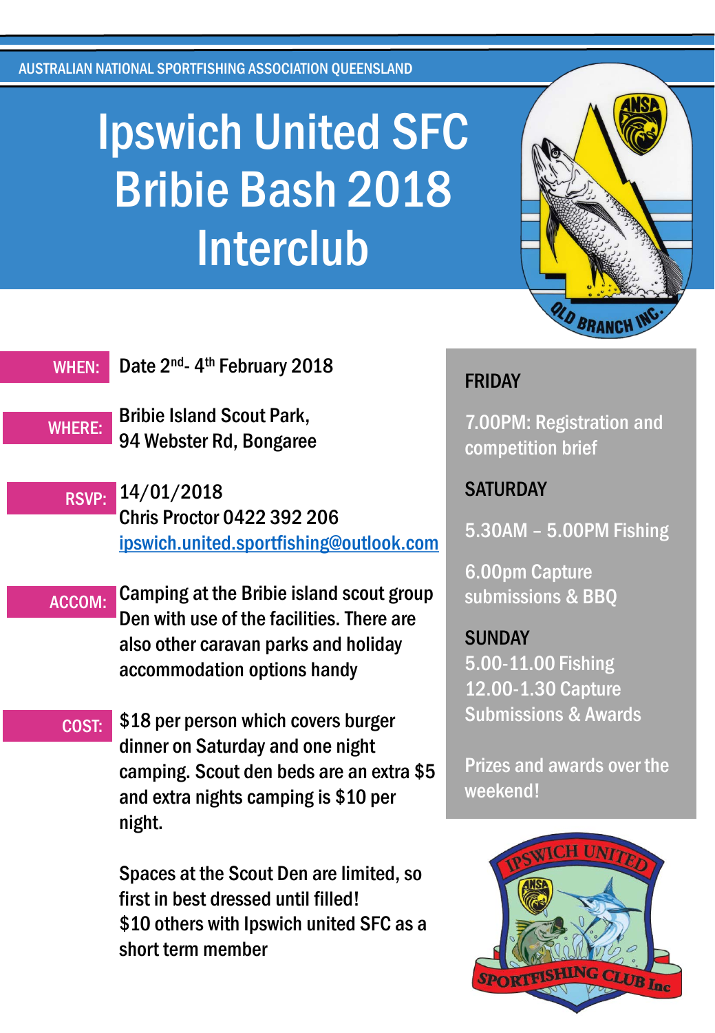AUSTRALIAN NATIONAL SPORTFISHING ASSOCIATION QUEENSLAND

# Ipswich United SFC Bribie Bash 2018 Interclub

**WHEN:** Date 2nd- 4th February 2018

**WHERE:** Bribie Island Scout Park, 94 Webster Rd, Bongaree

**RSVP:** 14/01/2018
Chris Proctor 0422 392 206
ipswich.united.sportfishing@outlook.com

**ACCOM:** Camping at the Bribie island scout group Den with use of the facilities. There are also other caravan parks and holiday accommodation options handy

**COST:** $18 per person which covers burger dinner on Saturday and one night camping. Scout den beds are an extra $5 and extra nights camping is $10 per night.

Spaces at the Scout Den are limited, so first in best dressed until filled!
$10 others with Ipswich united SFC as a short term member

## FRIDAY

7.00PM: Registration and competition brief

## SATURDAY

5.30AM – 5.00PM Fishing

6.00pm Capture submissions & BBQ

## SUNDAY

5.00-11.00 Fishing
12.00-1.30 Capture Submissions & Awards

Prizes and awards over the weekend!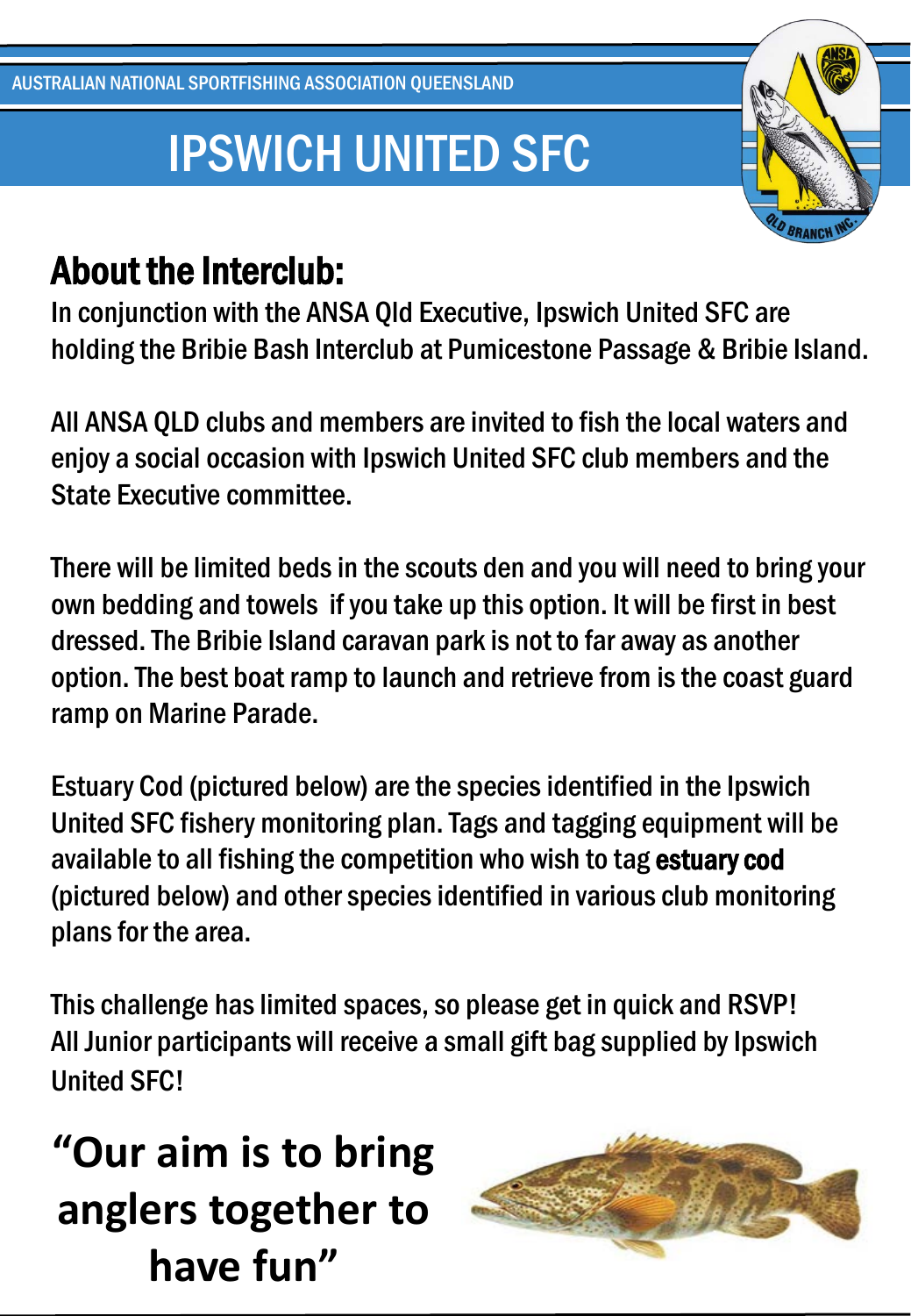AUSTRALIAN NATIONAL SPORTFISHING ASSOCIATION QUEENSLAND

# IPSWICH UNITED SFC

## About the Interclub:

In conjunction with the ANSA Qld Executive, Ipswich United SFC are holding the Bribie Bash Interclub at Pumicestone Passage & Bribie Island.

All ANSA QLD clubs and members are invited to fish the local waters and enjoy a social occasion with Ipswich United SFC club members and the State Executive committee.

There will be limited beds in the scouts den and you will need to bring your own bedding and towels if you take up this option. It will be first in best dressed. The Bribie Island caravan park is not to far away as another option. The best boat ramp to launch and retrieve from is the coast guard ramp on Marine Parade.

Estuary Cod (pictured below) are the species identified in the Ipswich United SFC fishery monitoring plan. Tags and tagging equipment will be available to all fishing the competition who wish to tag **estuary cod** (pictured below) and other species identified in various club monitoring plans for the area.

This challenge has limited spaces, so please get in quick and RSVP! All Junior participants will receive a small gift bag supplied by Ipswich United SFC!

**"Our aim is to bring anglers together to have fun"**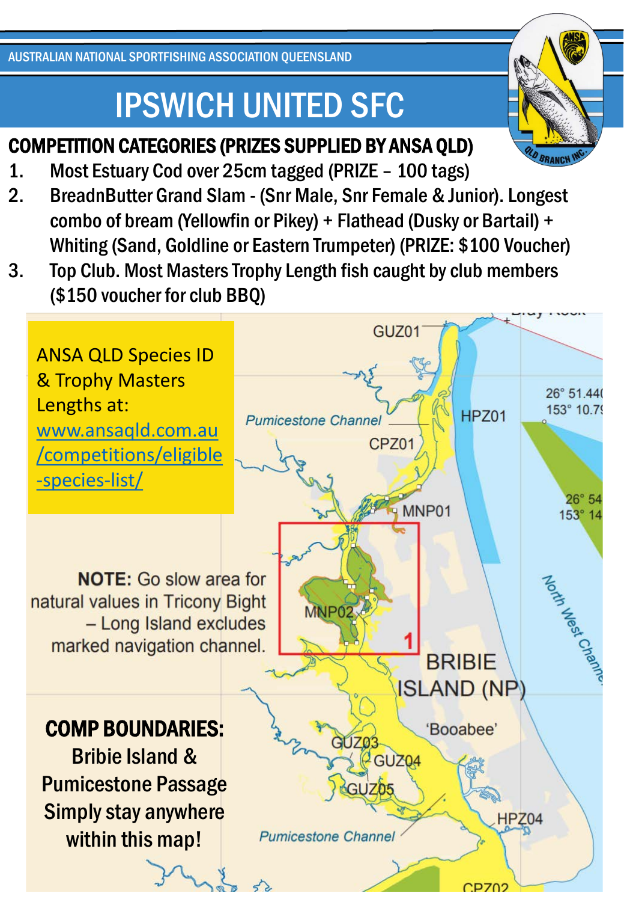AUSTRALIAN NATIONAL SPORTFISHING ASSOCIATION QUEENSLAND

# IPSWICH UNITED SFC

## COMPETITION CATEGORIES (PRIZES SUPPLIED BY ANSA QLD)

1. Most Estuary Cod over 25cm tagged (PRIZE – 100 tags)
2. BreadnButter Grand Slam - (Snr Male, Snr Female & Junior). Longest combo of bream (Yellowfin or Pikey) + Flathead (Dusky or Bartail) + Whiting (Sand, Goldline or Eastern Trumpeter) (PRIZE: $100 Voucher)
3. Top Club. Most Masters Trophy Length fish caught by club members ($150 voucher for club BBQ)

ANSA QLD Species ID & Trophy Masters Lengths at: [www.ansaqld.com.au/competitions/eligible-species-list/](www.ansaqld.com.au/competitions/eligible-species-list/)

**NOTE:** Go slow area for natural values in Tricony Bight – Long Island excludes marked navigation channel.

**COMP BOUNDARIES:**
**Bribie Island & Pumicestone Passage**
**Simply stay anywhere within this map!**

GUZ01
Pumicestone Channel
HPZ01
CPZ01
MNP01
MNP02
1
BRIBIE ISLAND (NP)
'Booabee'
GUZ03
GUZ04
GUZ05
HPZ04
Pumicestone Channel
CPZ02
North West Channel
26° 51.440
153° 10.79
26° 54
153° 14